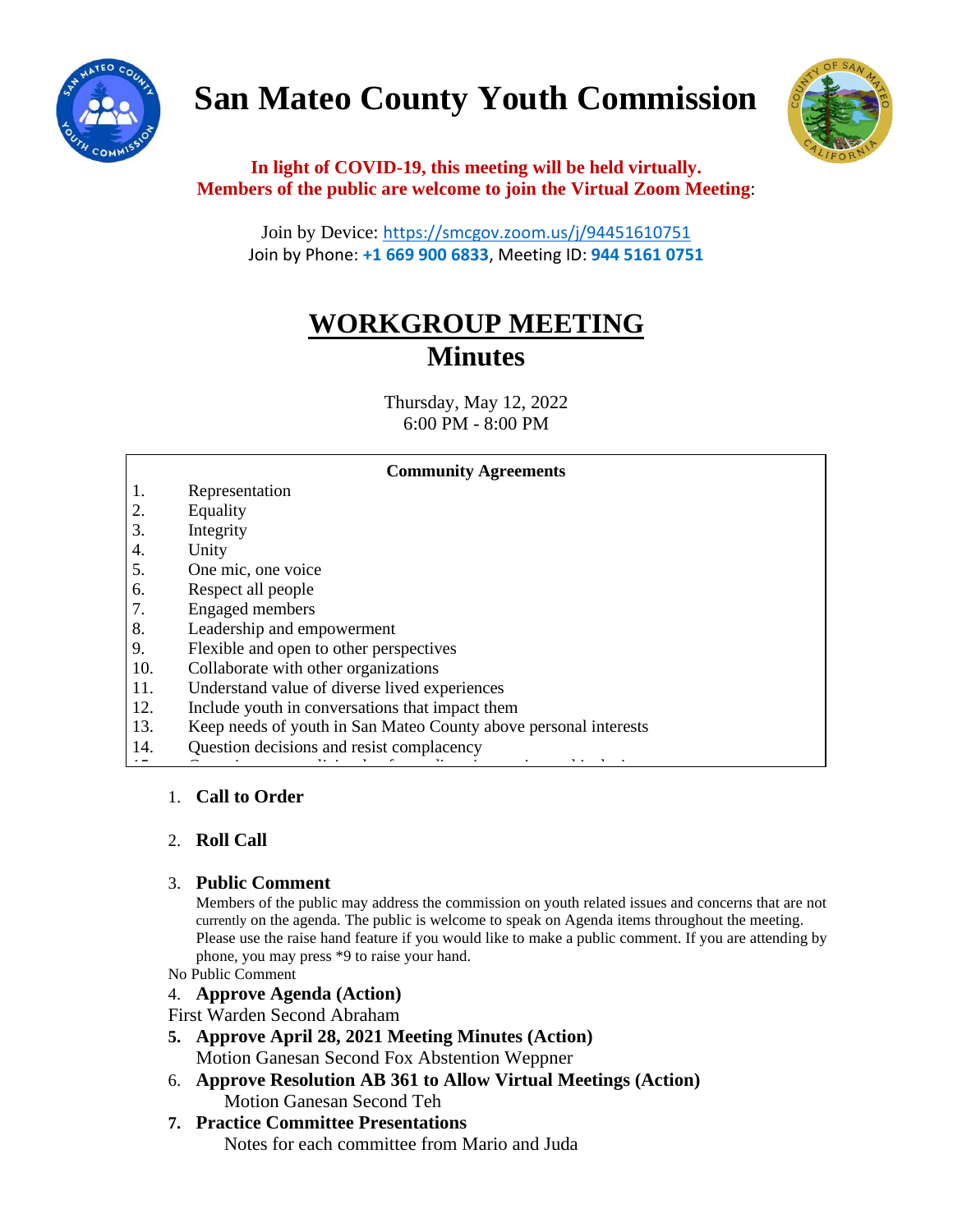# San Mateo County Youth Commission

**In light of COVID-19, this meeting will be held virtually.**
**Members of the public are welcome to join the Virtual Zoom Meeting**:

Join by Device: https://smcgov.zoom.us/j/94451610751
Join by Phone: **+1 669 900 6833**, Meeting ID: **944 5161 0751**

## WORKGROUP MEETING
## Minutes

Thursday, May 12, 2022
6:00 PM - 8:00 PM

**Community Agreements**

1. Representation
2. Equality
3. Integrity
4. Unity
5. One mic, one voice
6. Respect all people
7. Engaged members
8. Leadership and empowerment
9. Flexible and open to other perspectives
10. Collaborate with other organizations
11. Understand value of diverse lived experiences
12. Include youth in conversations that impact them
13. Keep needs of youth in San Mateo County above personal interests
14. Question decisions and resist complacency

1. **Call to Order**

2. **Roll Call**

3. **Public Comment**
   Members of the public may address the commission on youth related issues and concerns that are not currently on the agenda. The public is welcome to speak on Agenda items throughout the meeting. Please use the raise hand feature if you would like to make a public comment. If you are attending by phone, you may press *9 to raise your hand.

No Public Comment

4. **Approve Agenda (Action)**

First Warden Second Abraham

5. **Approve April 28, 2021 Meeting Minutes (Action)**
   Motion Ganesan Second Fox Abstention Weppner
6. **Approve Resolution AB 361 to Allow Virtual Meetings (Action)**
   Motion Ganesan Second Teh
7. **Practice Committee Presentations**
   Notes for each committee from Mario and Juda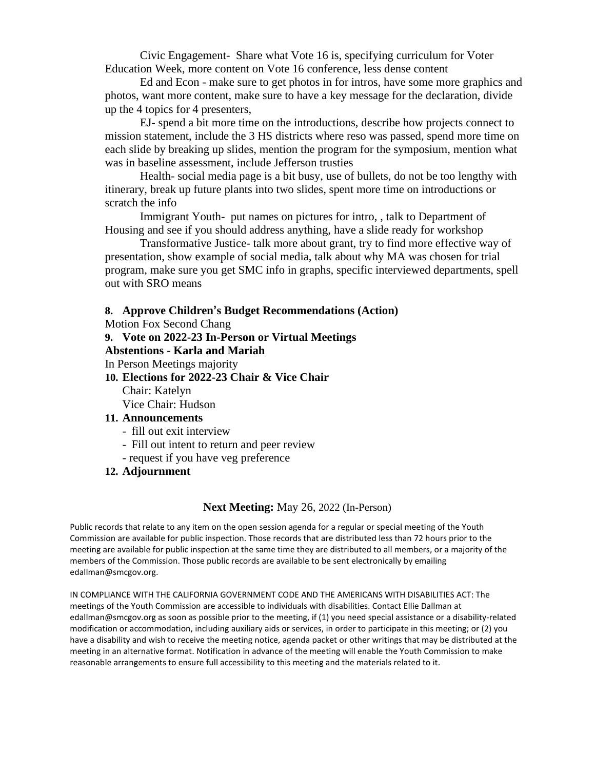Civic Engagement- Share what Vote 16 is, specifying curriculum for Voter Education Week, more content on Vote 16 conference, less dense content

Ed and Econ - make sure to get photos in for intros, have some more graphics and photos, want more content, make sure to have a key message for the declaration, divide up the 4 topics for 4 presenters,

EJ- spend a bit more time on the introductions, describe how projects connect to mission statement, include the 3 HS districts where reso was passed, spend more time on each slide by breaking up slides, mention the program for the symposium, mention what was in baseline assessment, include Jefferson trusties

Health- social media page is a bit busy, use of bullets, do not be too lengthy with itinerary, break up future plants into two slides, spent more time on introductions or scratch the info

Immigrant Youth- put names on pictures for intro, , talk to Department of Housing and see if you should address anything, have a slide ready for workshop

Transformative Justice- talk more about grant, try to find more effective way of presentation, show example of social media, talk about why MA was chosen for trial program, make sure you get SMC info in graphs, specific interviewed departments, spell out with SRO means

**8. Approve Children's Budget Recommendations (Action)**

Motion Fox Second Chang

**9. Vote on 2022-23 In-Person or Virtual Meetings**

**Abstentions - Karla and Mariah**

In Person Meetings majority

**10. Elections for 2022-23 Chair & Vice Chair**

Chair: Katelyn

Vice Chair: Hudson

**11. Announcements**

- fill out exit interview
- Fill out intent to return and peer review
- request if you have veg preference

**12. Adjournment**

**Next Meeting:** May 26, 2022 (In-Person)

Public records that relate to any item on the open session agenda for a regular or special meeting of the Youth Commission are available for public inspection. Those records that are distributed less than 72 hours prior to the meeting are available for public inspection at the same time they are distributed to all members, or a majority of the members of the Commission. Those public records are available to be sent electronically by emailing edallman@smcgov.org.

IN COMPLIANCE WITH THE CALIFORNIA GOVERNMENT CODE AND THE AMERICANS WITH DISABILITIES ACT: The meetings of the Youth Commission are accessible to individuals with disabilities. Contact Ellie Dallman at edallman@smcgov.org as soon as possible prior to the meeting, if (1) you need special assistance or a disability-related modification or accommodation, including auxiliary aids or services, in order to participate in this meeting; or (2) you have a disability and wish to receive the meeting notice, agenda packet or other writings that may be distributed at the meeting in an alternative format. Notification in advance of the meeting will enable the Youth Commission to make reasonable arrangements to ensure full accessibility to this meeting and the materials related to it.